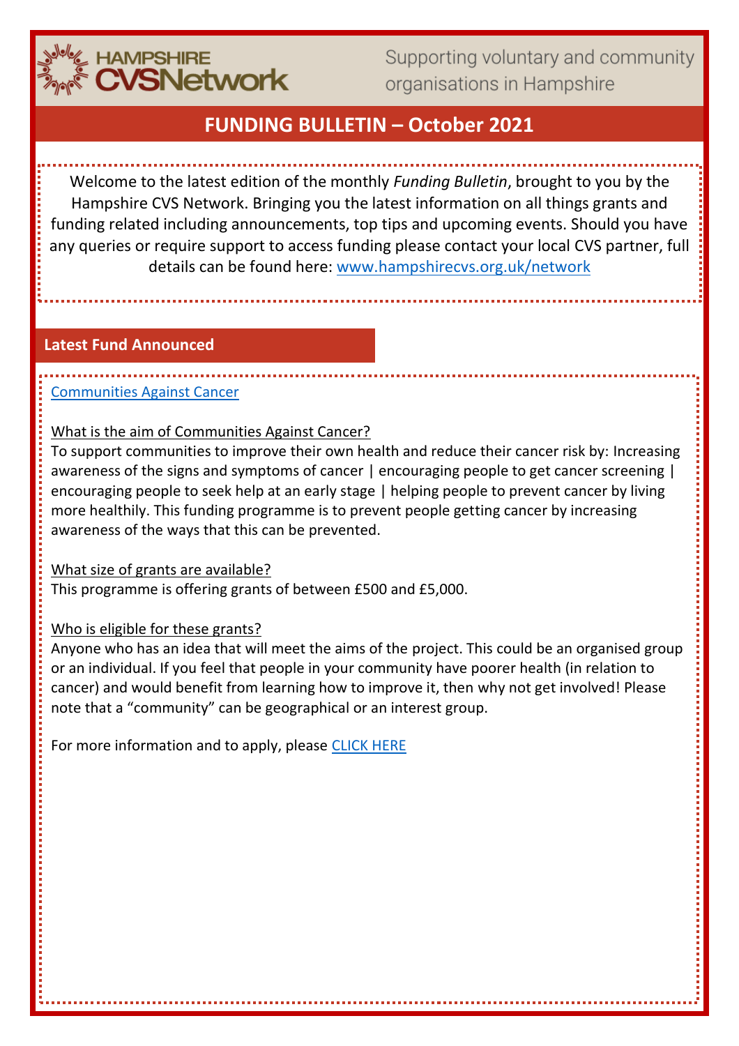HAMPSHIRE CVSNetwork

Supporting voluntary and community organisations in Hampshire

# FUNDING BULLETIN – October 2021

Welcome to the latest edition of the monthly *Funding Bulletin*, brought to you by the Hampshire CVS Network. Bringing you the latest information on all things grants and funding related including announcements, top tips and upcoming events. Should you have any queries or require support to access funding please contact your local CVS partner, full details can be found here: www.hampshirecvs.org.uk/network

## Latest Fund Announced

Communities Against Cancer

What is the aim of Communities Against Cancer?

To support communities to improve their own health and reduce their cancer risk by: Increasing awareness of the signs and symptoms of cancer | encouraging people to get cancer screening | encouraging people to seek help at an early stage | helping people to prevent cancer by living more healthily. This funding programme is to prevent people getting cancer by increasing awareness of the ways that this can be prevented.

What size of grants are available?

This programme is offering grants of between £500 and £5,000.

Who is eligible for these grants?

Anyone who has an idea that will meet the aims of the project. This could be an organised group or an individual. If you feel that people in your community have poorer health (in relation to cancer) and would benefit from learning how to improve it, then why not get involved! Please note that a "community" can be geographical or an interest group.

For more information and to apply, please CLICK HERE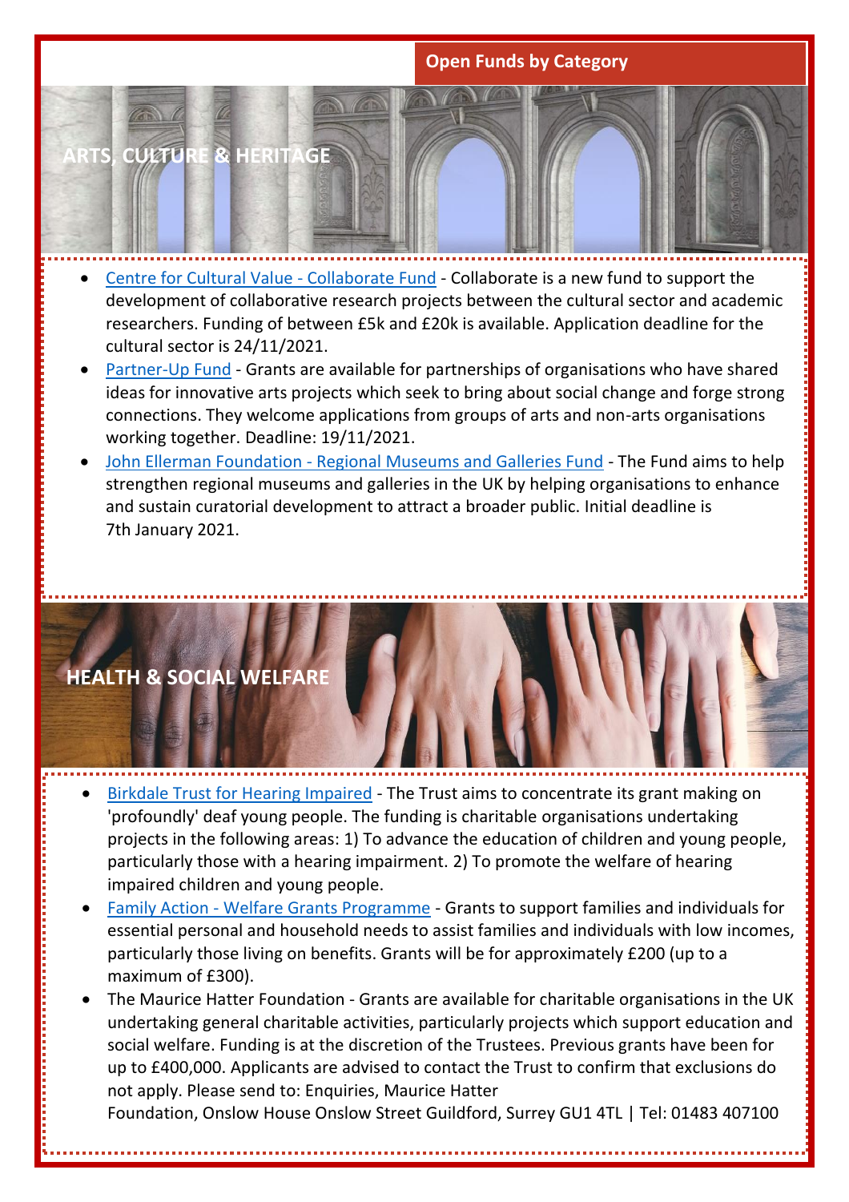## Open Funds by Category

### ARTS, CULTURE & HERITAGE

- Centre for Cultural Value - Collaborate Fund - Collaborate is a new fund to support the development of collaborative research projects between the cultural sector and academic researchers. Funding of between £5k and £20k is available. Application deadline for the cultural sector is 24/11/2021.
- Partner-Up Fund - Grants are available for partnerships of organisations who have shared ideas for innovative arts projects which seek to bring about social change and forge strong connections. They welcome applications from groups of arts and non-arts organisations working together. Deadline: 19/11/2021.
- John Ellerman Foundation - Regional Museums and Galleries Fund - The Fund aims to help strengthen regional museums and galleries in the UK by helping organisations to enhance and sustain curatorial development to attract a broader public. Initial deadline is 7th January 2021.

### HEALTH & SOCIAL WELFARE

- Birkdale Trust for Hearing Impaired - The Trust aims to concentrate its grant making on 'profoundly' deaf young people. The funding is charitable organisations undertaking projects in the following areas: 1) To advance the education of children and young people, particularly those with a hearing impairment. 2) To promote the welfare of hearing impaired children and young people.
- Family Action - Welfare Grants Programme - Grants to support families and individuals for essential personal and household needs to assist families and individuals with low incomes, particularly those living on benefits. Grants will be for approximately £200 (up to a maximum of £300).
- The Maurice Hatter Foundation - Grants are available for charitable organisations in the UK undertaking general charitable activities, particularly projects which support education and social welfare. Funding is at the discretion of the Trustees. Previous grants have been for up to £400,000. Applicants are advised to contact the Trust to confirm that exclusions do not apply. Please send to: Enquiries, Maurice Hatter Foundation, Onslow House Onslow Street Guildford, Surrey GU1 4TL | Tel: 01483 407100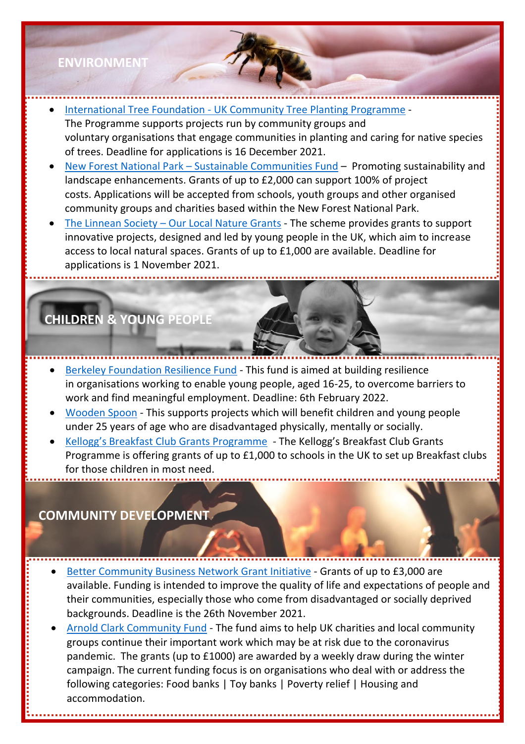## ENVIRONMENT

- International Tree Foundation - UK Community Tree Planting Programme - The Programme supports projects run by community groups and voluntary organisations that engage communities in planting and caring for native species of trees. Deadline for applications is 16 December 2021.
- New Forest National Park – Sustainable Communities Fund – Promoting sustainability and landscape enhancements. Grants of up to £2,000 can support 100% of project costs. Applications will be accepted from schools, youth groups and other organised community groups and charities based within the New Forest National Park.
- The Linnean Society – Our Local Nature Grants - The scheme provides grants to support innovative projects, designed and led by young people in the UK, which aim to increase access to local natural spaces. Grants of up to £1,000 are available. Deadline for applications is 1 November 2021.

## CHILDREN & YOUNG PEOPLE

- Berkeley Foundation Resilience Fund - This fund is aimed at building resilience in organisations working to enable young people, aged 16-25, to overcome barriers to work and find meaningful employment. Deadline: 6th February 2022.
- Wooden Spoon - This supports projects which will benefit children and young people under 25 years of age who are disadvantaged physically, mentally or socially.
- Kellogg's Breakfast Club Grants Programme - The Kellogg's Breakfast Club Grants Programme is offering grants of up to £1,000 to schools in the UK to set up Breakfast clubs for those children in most need.

## COMMUNITY DEVELOPMENT

- Better Community Business Network Grant Initiative - Grants of up to £3,000 are available. Funding is intended to improve the quality of life and expectations of people and their communities, especially those who come from disadvantaged or socially deprived backgrounds. Deadline is the 26th November 2021.
- Arnold Clark Community Fund - The fund aims to help UK charities and local community groups continue their important work which may be at risk due to the coronavirus pandemic. The grants (up to £1000) are awarded by a weekly draw during the winter campaign. The current funding focus is on organisations who deal with or address the following categories: Food banks | Toy banks | Poverty relief | Housing and accommodation.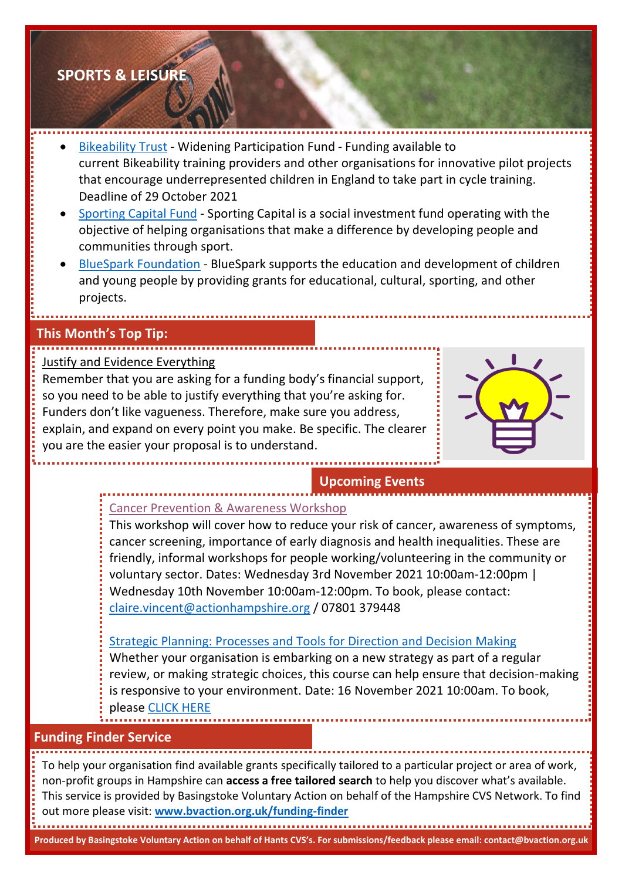## SPORTS & LEISURE

- Bikeability Trust - Widening Participation Fund - Funding available to current Bikeability training providers and other organisations for innovative pilot projects that encourage underrepresented children in England to take part in cycle training. Deadline of 29 October 2021
- Sporting Capital Fund - Sporting Capital is a social investment fund operating with the objective of helping organisations that make a difference by developing people and communities through sport.
- BlueSpark Foundation - BlueSpark supports the education and development of children and young people by providing grants for educational, cultural, sporting, and other projects.

## This Month's Top Tip:

Justify and Evidence Everything

Remember that you are asking for a funding body's financial support, so you need to be able to justify everything that you're asking for. Funders don't like vagueness. Therefore, make sure you address, explain, and expand on every point you make. Be specific. The clearer you are the easier your proposal is to understand.

## Upcoming Events

Cancer Prevention & Awareness Workshop

This workshop will cover how to reduce your risk of cancer, awareness of symptoms, cancer screening, importance of early diagnosis and health inequalities. These are friendly, informal workshops for people working/volunteering in the community or voluntary sector. Dates: Wednesday 3rd November 2021 10:00am-12:00pm | Wednesday 10th November 10:00am-12:00pm. To book, please contact: claire.vincent@actionhampshire.org / 07801 379448

Strategic Planning: Processes and Tools for Direction and Decision Making

Whether your organisation is embarking on a new strategy as part of a regular review, or making strategic choices, this course can help ensure that decision-making is responsive to your environment. Date: 16 November 2021 10:00am. To book, please CLICK HERE

## Funding Finder Service

To help your organisation find available grants specifically tailored to a particular project or area of work, non-profit groups in Hampshire can **access a free tailored search** to help you discover what's available. This service is provided by Basingstoke Voluntary Action on behalf of the Hampshire CVS Network. To find out more please visit: **www.bvaction.org.uk/funding-finder**

**Produced by Basingstoke Voluntary Action on behalf of Hants CVS's. For submissions/feedback please email: contact@bvaction.org.uk**